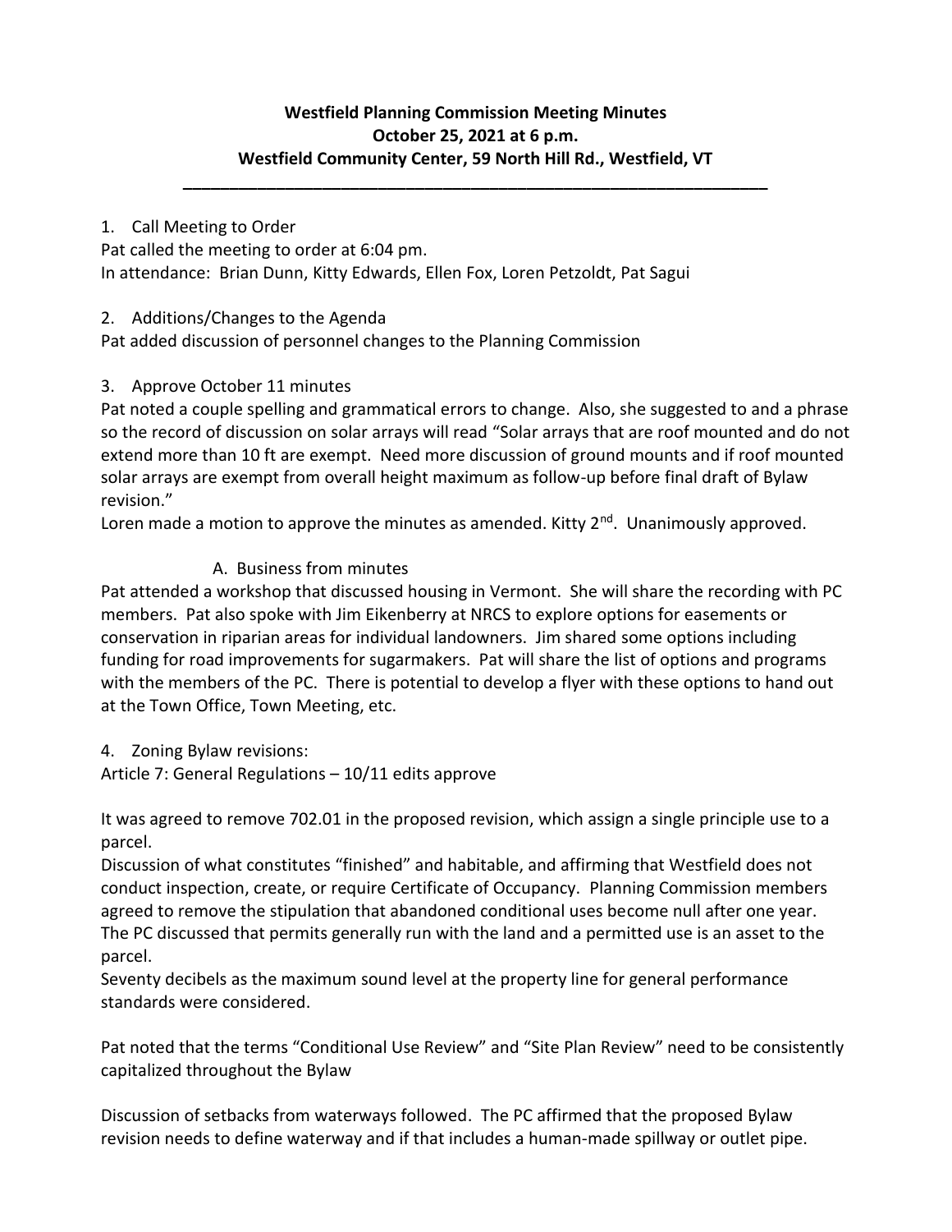**Westfield Planning Commission Meeting Minutes**
**October 25, 2021 at 6 p.m.**
**Westfield Community Center, 59 North Hill Rd., Westfield, VT**

---

1. Call Meeting to Order

Pat called the meeting to order at 6:04 pm.
In attendance: Brian Dunn, Kitty Edwards, Ellen Fox, Loren Petzoldt, Pat Sagui

2. Additions/Changes to the Agenda

Pat added discussion of personnel changes to the Planning Commission

3. Approve October 11 minutes

Pat noted a couple spelling and grammatical errors to change. Also, she suggested to and a phrase so the record of discussion on solar arrays will read "Solar arrays that are roof mounted and do not extend more than 10 ft are exempt. Need more discussion of ground mounts and if roof mounted solar arrays are exempt from overall height maximum as follow-up before final draft of Bylaw revision."

Loren made a motion to approve the minutes as amended. Kitty 2nd. Unanimously approved.

A. Business from minutes

Pat attended a workshop that discussed housing in Vermont. She will share the recording with PC members. Pat also spoke with Jim Eikenberry at NRCS to explore options for easements or conservation in riparian areas for individual landowners. Jim shared some options including funding for road improvements for sugarmakers. Pat will share the list of options and programs with the members of the PC. There is potential to develop a flyer with these options to hand out at the Town Office, Town Meeting, etc.

4. Zoning Bylaw revisions:

Article 7: General Regulations – 10/11 edits approve

It was agreed to remove 702.01 in the proposed revision, which assign a single principle use to a parcel.

Discussion of what constitutes "finished" and habitable, and affirming that Westfield does not conduct inspection, create, or require Certificate of Occupancy. Planning Commission members agreed to remove the stipulation that abandoned conditional uses become null after one year. The PC discussed that permits generally run with the land and a permitted use is an asset to the parcel.

Seventy decibels as the maximum sound level at the property line for general performance standards were considered.

Pat noted that the terms "Conditional Use Review" and "Site Plan Review" need to be consistently capitalized throughout the Bylaw

Discussion of setbacks from waterways followed. The PC affirmed that the proposed Bylaw revision needs to define waterway and if that includes a human-made spillway or outlet pipe.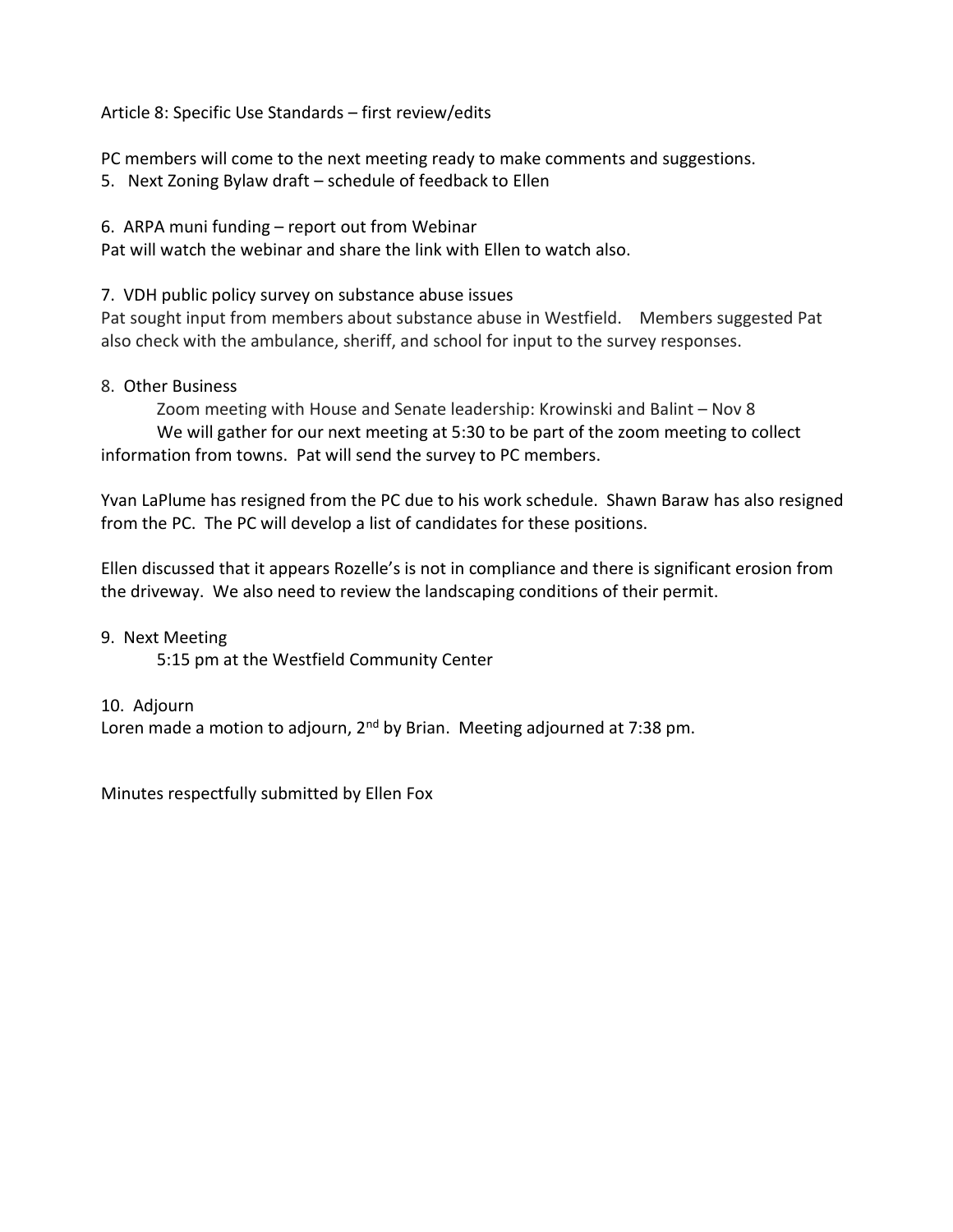Article 8: Specific Use Standards – first review/edits

PC members will come to the next meeting ready to make comments and suggestions.

5. Next Zoning Bylaw draft – schedule of feedback to Ellen

6. ARPA muni funding – report out from Webinar

Pat will watch the webinar and share the link with Ellen to watch also.

7. VDH public policy survey on substance abuse issues

Pat sought input from members about substance abuse in Westfield. Members suggested Pat also check with the ambulance, sheriff, and school for input to the survey responses.

8. Other Business

Zoom meeting with House and Senate leadership: Krowinski and Balint – Nov 8

We will gather for our next meeting at 5:30 to be part of the zoom meeting to collect information from towns. Pat will send the survey to PC members.

Yvan LaPlume has resigned from the PC due to his work schedule. Shawn Baraw has also resigned from the PC. The PC will develop a list of candidates for these positions.

Ellen discussed that it appears Rozelle's is not in compliance and there is significant erosion from the driveway. We also need to review the landscaping conditions of their permit.

9. Next Meeting

5:15 pm at the Westfield Community Center

10. Adjourn

Loren made a motion to adjourn, 2nd by Brian. Meeting adjourned at 7:38 pm.

Minutes respectfully submitted by Ellen Fox